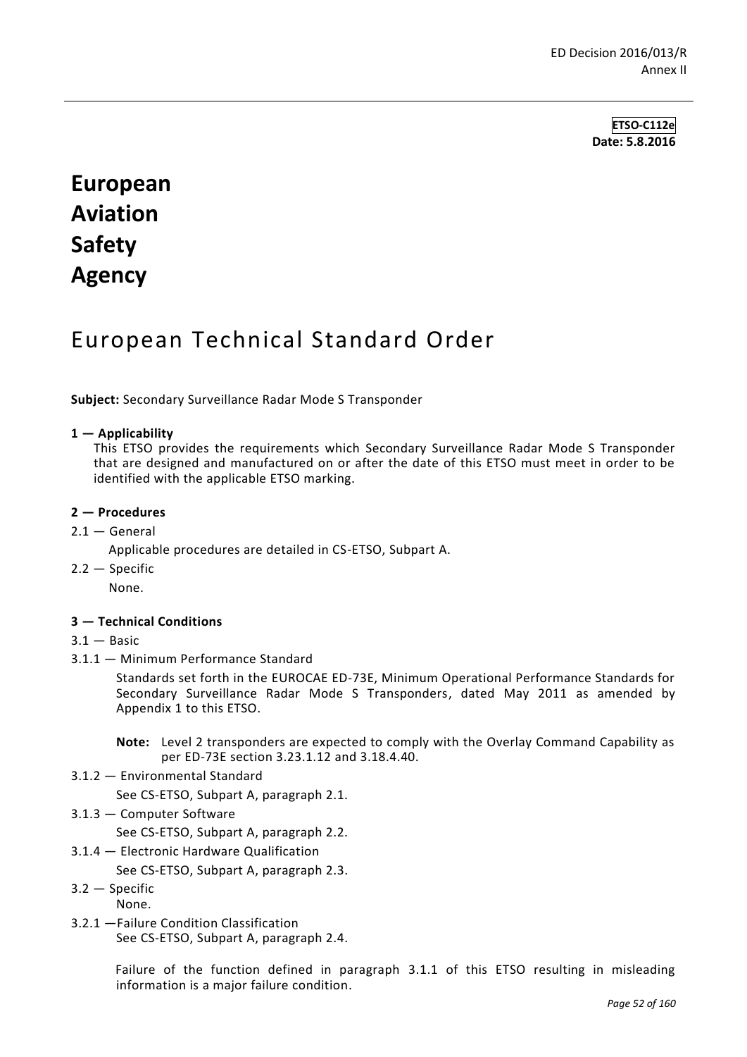**ETSO-C112e**
**Date: 5.8.2016**

# European Aviation Safety Agency

# European Technical Standard Order

**Subject:** Secondary Surveillance Radar Mode S Transponder

**1 — Applicability**

This ETSO provides the requirements which Secondary Surveillance Radar Mode S Transponder that are designed and manufactured on or after the date of this ETSO must meet in order to be identified with the applicable ETSO marking.

**2 — Procedures**

2.1 — General

Applicable procedures are detailed in CS-ETSO, Subpart A.

2.2 — Specific

None.

**3 — Technical Conditions**

3.1 — Basic

3.1.1 — Minimum Performance Standard

Standards set forth in the EUROCAE ED-73E, Minimum Operational Performance Standards for Secondary Surveillance Radar Mode S Transponders, dated May 2011 as amended by Appendix 1 to this ETSO.

**Note:** Level 2 transponders are expected to comply with the Overlay Command Capability as per ED-73E section 3.23.1.12 and 3.18.4.40.

3.1.2 — Environmental Standard

See CS-ETSO, Subpart A, paragraph 2.1.

3.1.3 — Computer Software

See CS-ETSO, Subpart A, paragraph 2.2.

3.1.4 — Electronic Hardware Qualification

See CS-ETSO, Subpart A, paragraph 2.3.

3.2 — Specific

None.

3.2.1 —Failure Condition Classification

See CS-ETSO, Subpart A, paragraph 2.4.

Failure of the function defined in paragraph 3.1.1 of this ETSO resulting in misleading information is a major failure condition.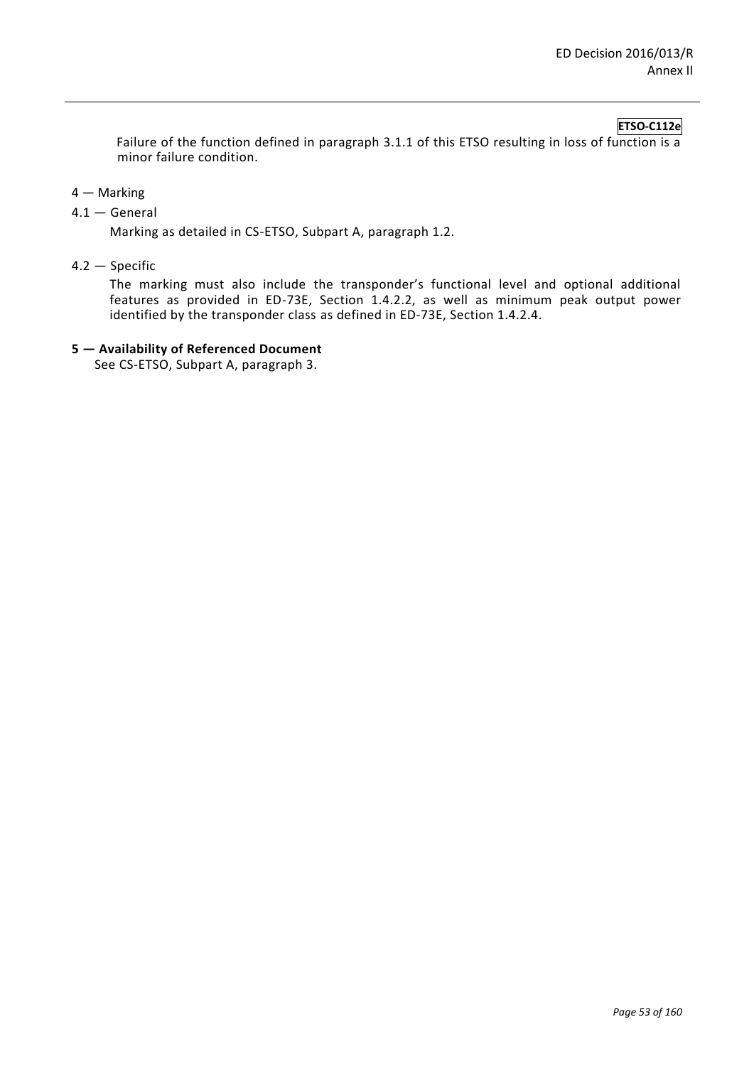Failure of the function defined in paragraph 3.1.1 of this ETSO resulting in loss of function is a minor failure condition.

4 — Marking

4.1 — General

Marking as detailed in CS-ETSO, Subpart A, paragraph 1.2.

4.2 — Specific

The marking must also include the transponder's functional level and optional additional features as provided in ED-73E, Section 1.4.2.2, as well as minimum peak output power identified by the transponder class as defined in ED-73E, Section 1.4.2.4.

**5 — Availability of Referenced Document**

See CS-ETSO, Subpart A, paragraph 3.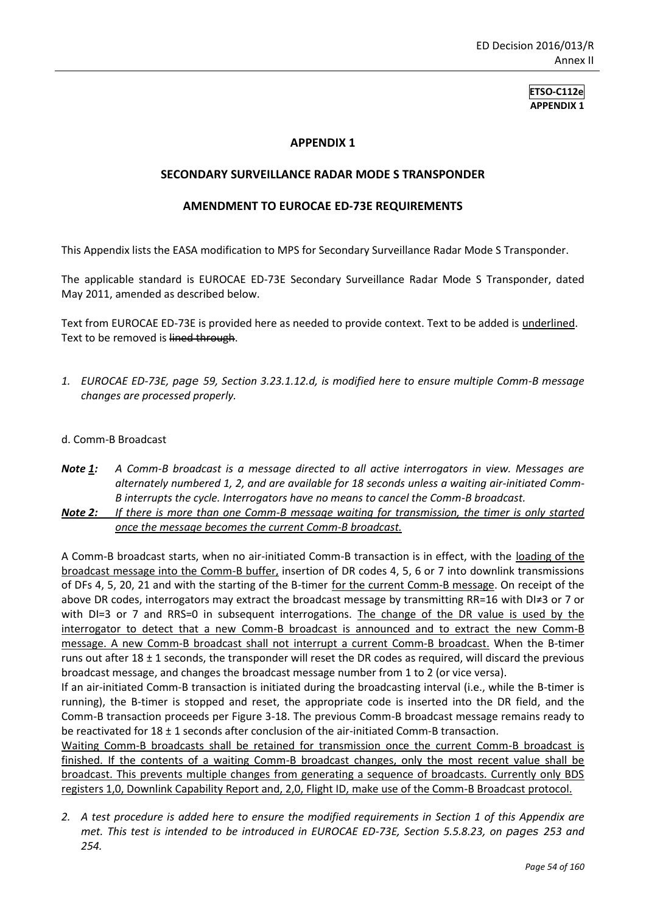# APPENDIX 1

## SECONDARY SURVEILLANCE RADAR MODE S TRANSPONDER

## AMENDMENT TO EUROCAE ED-73E REQUIREMENTS

This Appendix lists the EASA modification to MPS for Secondary Surveillance Radar Mode S Transponder.

The applicable standard is EUROCAE ED-73E Secondary Surveillance Radar Mode S Transponder, dated May 2011, amended as described below.

Text from EUROCAE ED-73E is provided here as needed to provide context. Text to be added is <u>underlined</u>. Text to be removed is ~~lined through~~.

1. *EUROCAE ED-73E, page 59, Section 3.23.1.12.d, is modified here to ensure multiple Comm-B message changes are processed properly.*

d. Comm-B Broadcast

***Note <u>1</u>:*** *A Comm-B broadcast is a message directed to all active interrogators in view. Messages are alternately numbered 1, 2, and are available for 18 seconds unless a waiting air-initiated Comm-B interrupts the cycle. Interrogators have no means to cancel the Comm-B broadcast.*

***<u>Note 2:</u>*** *<u>If there is more than one Comm-B message waiting for transmission, the timer is only started once the message becomes the current Comm-B broadcast.</u>*

A Comm-B broadcast starts, when no air-initiated Comm-B transaction is in effect, with the <u>loading of the broadcast message into the Comm-B buffer,</u> insertion of DR codes 4, 5, 6 or 7 into downlink transmissions of DFs 4, 5, 20, 21 and with the starting of the B-timer <u>for the current Comm-B message</u>. On receipt of the above DR codes, interrogators may extract the broadcast message by transmitting RR=16 with DI≠3 or 7 or with DI=3 or 7 and RRS=0 in subsequent interrogations. <u>The change of the DR value is used by the interrogator to detect that a new Comm-B broadcast is announced and to extract the new Comm-B message. A new Comm-B broadcast shall not interrupt a current Comm-B broadcast.</u> When the B-timer runs out after 18 ± 1 seconds, the transponder will reset the DR codes as required, will discard the previous broadcast message, and changes the broadcast message number from 1 to 2 (or vice versa).

If an air-initiated Comm-B transaction is initiated during the broadcasting interval (i.e., while the B-timer is running), the B-timer is stopped and reset, the appropriate code is inserted into the DR field, and the Comm-B transaction proceeds per Figure 3-18. The previous Comm-B broadcast message remains ready to be reactivated for 18 ± 1 seconds after conclusion of the air-initiated Comm-B transaction.

<u>Waiting Comm-B broadcasts shall be retained for transmission once the current Comm-B broadcast is finished. If the contents of a waiting Comm-B broadcast changes, only the most recent value shall be broadcast. This prevents multiple changes from generating a sequence of broadcasts. Currently only BDS registers 1,0, Downlink Capability Report and, 2,0, Flight ID, make use of the Comm-B Broadcast protocol.</u>

2. *A test procedure is added here to ensure the modified requirements in Section 1 of this Appendix are met. This test is intended to be introduced in EUROCAE ED-73E, Section 5.5.8.23, on pages 253 and 254.*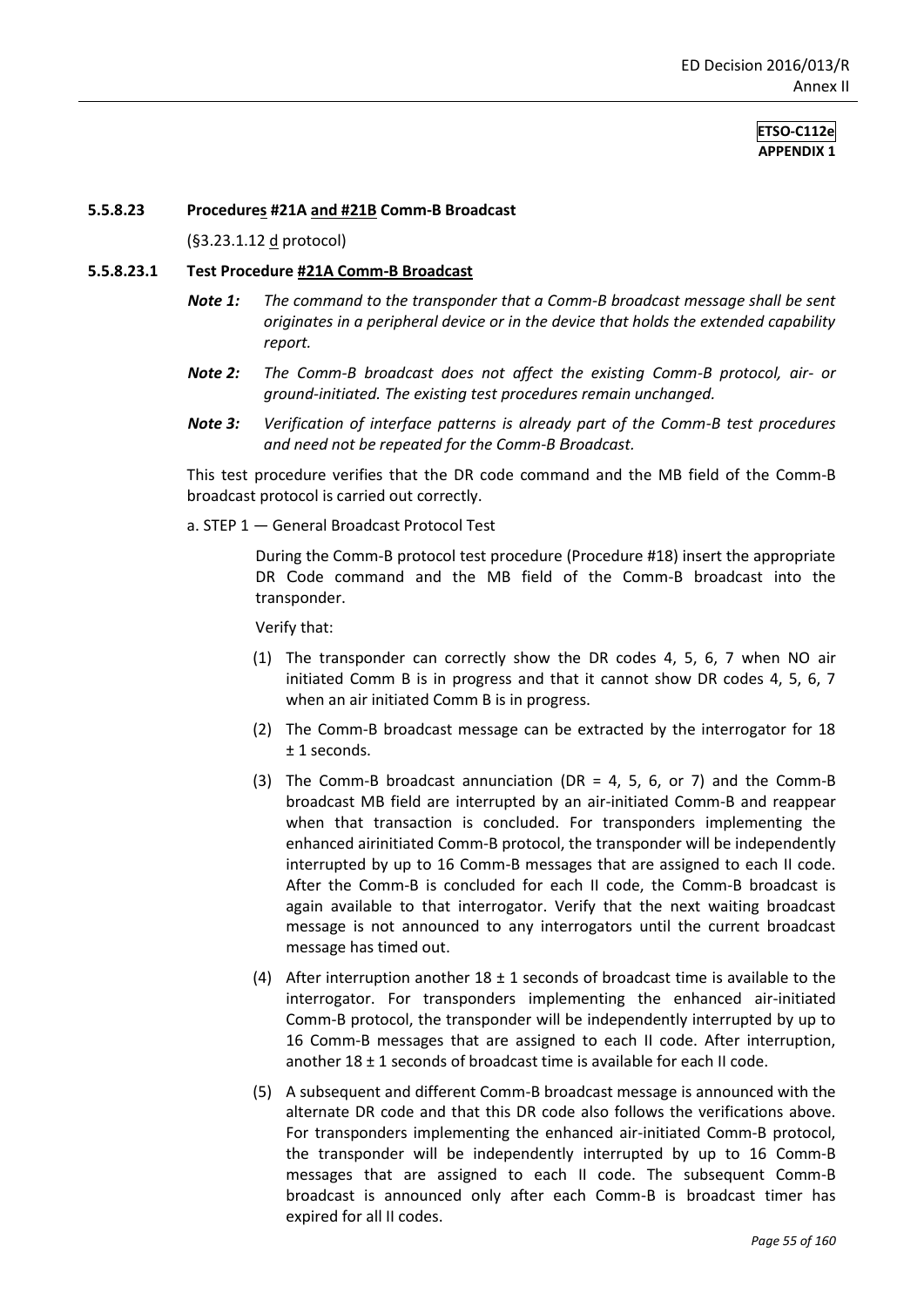#### 5.5.8.23 Procedures #21A and #21B Comm-B Broadcast

(§3.23.1.12 d protocol)

#### 5.5.8.23.1 Test Procedure #21A Comm-B Broadcast

***Note 1:*** *The command to the transponder that a Comm-B broadcast message shall be sent originates in a peripheral device or in the device that holds the extended capability report.*

***Note 2:*** *The Comm-B broadcast does not affect the existing Comm-B protocol, air- or ground-initiated. The existing test procedures remain unchanged.*

***Note 3:*** *Verification of interface patterns is already part of the Comm-B test procedures and need not be repeated for the Comm-B Broadcast.*

This test procedure verifies that the DR code command and the MB field of the Comm-B broadcast protocol is carried out correctly.

a. STEP 1 — General Broadcast Protocol Test

During the Comm-B protocol test procedure (Procedure #18) insert the appropriate DR Code command and the MB field of the Comm-B broadcast into the transponder.

Verify that:

(1) The transponder can correctly show the DR codes 4, 5, 6, 7 when NO air initiated Comm B is in progress and that it cannot show DR codes 4, 5, 6, 7 when an air initiated Comm B is in progress.

(2) The Comm-B broadcast message can be extracted by the interrogator for 18 ± 1 seconds.

(3) The Comm-B broadcast annunciation (DR = 4, 5, 6, or 7) and the Comm-B broadcast MB field are interrupted by an air-initiated Comm-B and reappear when that transaction is concluded. For transponders implementing the enhanced airinitiated Comm-B protocol, the transponder will be independently interrupted by up to 16 Comm-B messages that are assigned to each II code. After the Comm-B is concluded for each II code, the Comm-B broadcast is again available to that interrogator. Verify that the next waiting broadcast message is not announced to any interrogators until the current broadcast message has timed out.

(4) After interruption another 18 ± 1 seconds of broadcast time is available to the interrogator. For transponders implementing the enhanced air-initiated Comm-B protocol, the transponder will be independently interrupted by up to 16 Comm-B messages that are assigned to each II code. After interruption, another 18 ± 1 seconds of broadcast time is available for each II code.

(5) A subsequent and different Comm-B broadcast message is announced with the alternate DR code and that this DR code also follows the verifications above. For transponders implementing the enhanced air-initiated Comm-B protocol, the transponder will be independently interrupted by up to 16 Comm-B messages that are assigned to each II code. The subsequent Comm-B broadcast is announced only after each Comm-B is broadcast timer has expired for all II codes.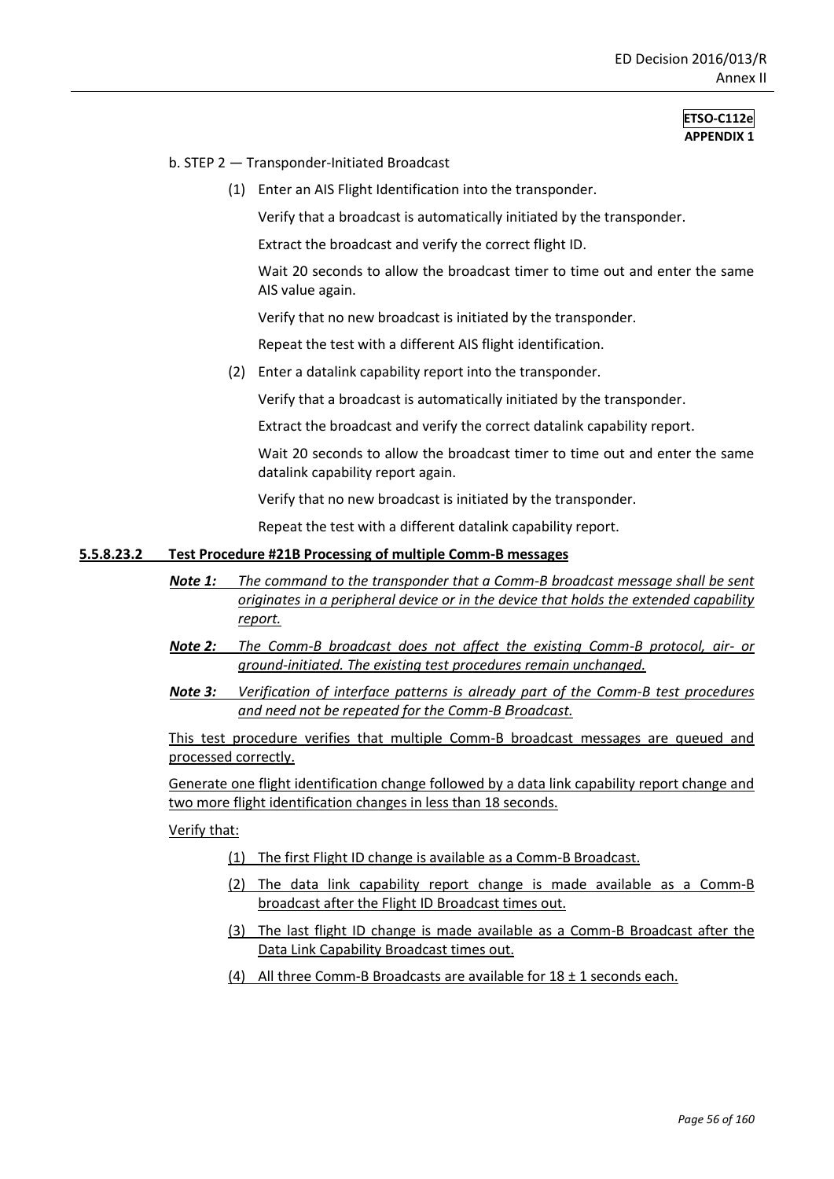b. STEP 2 — Transponder-Initiated Broadcast

(1) Enter an AIS Flight Identification into the transponder.

Verify that a broadcast is automatically initiated by the transponder.

Extract the broadcast and verify the correct flight ID.

Wait 20 seconds to allow the broadcast timer to time out and enter the same AIS value again.

Verify that no new broadcast is initiated by the transponder.

Repeat the test with a different AIS flight identification.

(2) Enter a datalink capability report into the transponder.

Verify that a broadcast is automatically initiated by the transponder.

Extract the broadcast and verify the correct datalink capability report.

Wait 20 seconds to allow the broadcast timer to time out and enter the same datalink capability report again.

Verify that no new broadcast is initiated by the transponder.

Repeat the test with a different datalink capability report.

### 5.5.8.23.2 Test Procedure #21B Processing of multiple Comm-B messages

***Note 1:*** *The command to the transponder that a Comm-B broadcast message shall be sent originates in a peripheral device or in the device that holds the extended capability report.*

***Note 2:*** *The Comm-B broadcast does not affect the existing Comm-B protocol, air- or ground-initiated. The existing test procedures remain unchanged.*

***Note 3:*** *Verification of interface patterns is already part of the Comm-B test procedures and need not be repeated for the Comm-B Broadcast.*

This test procedure verifies that multiple Comm-B broadcast messages are queued and processed correctly.

Generate one flight identification change followed by a data link capability report change and two more flight identification changes in less than 18 seconds.

Verify that:

(1) The first Flight ID change is available as a Comm-B Broadcast.

(2) The data link capability report change is made available as a Comm-B broadcast after the Flight ID Broadcast times out.

(3) The last flight ID change is made available as a Comm-B Broadcast after the Data Link Capability Broadcast times out.

(4) All three Comm-B Broadcasts are available for 18 ± 1 seconds each.